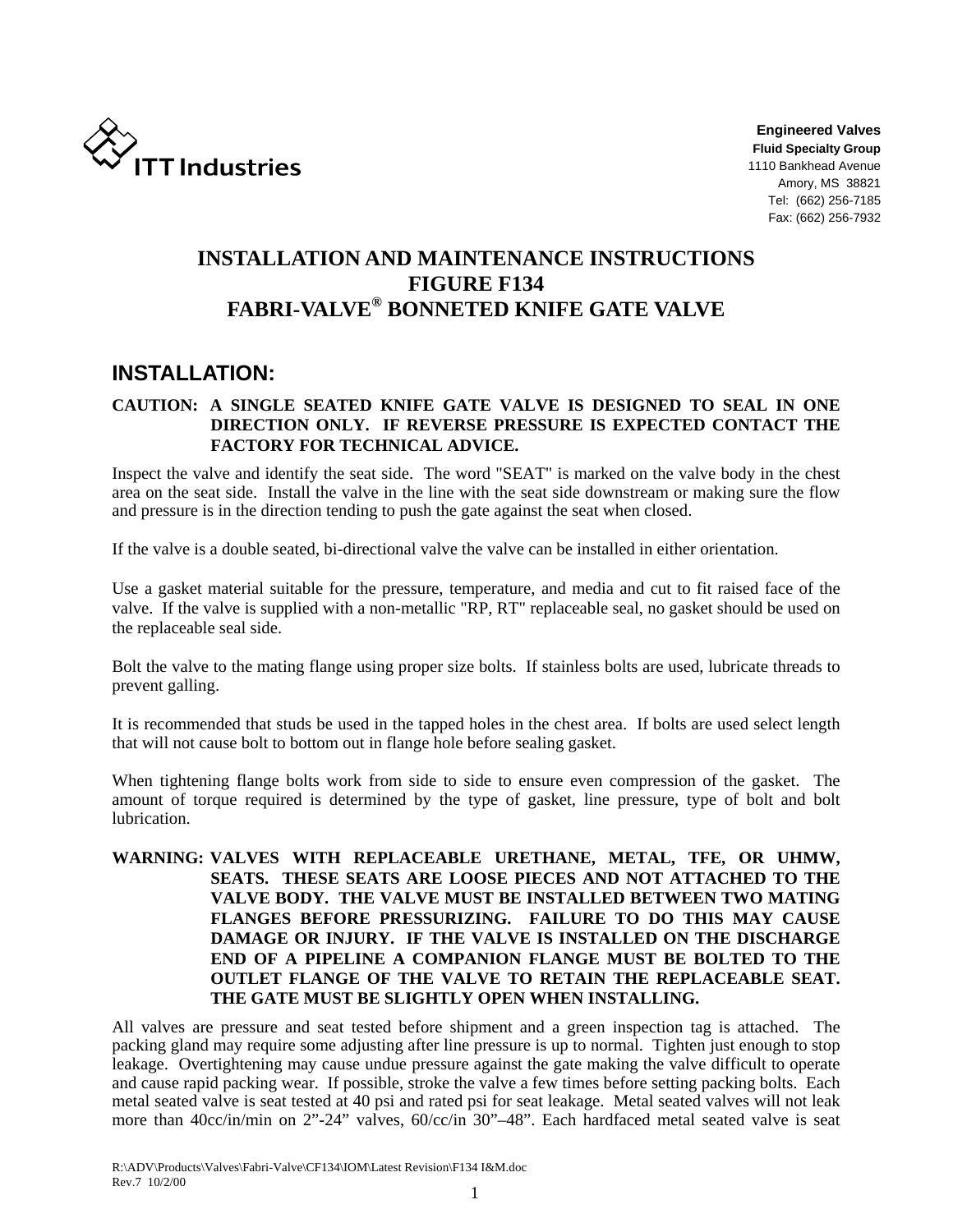ITT Industries

**Engineered Valves**
**Fluid Specialty Group**
1110 Bankhead Avenue
Amory, MS 38821
Tel: (662) 256-7185
Fax: (662) 256-7932

# INSTALLATION AND MAINTENANCE INSTRUCTIONS FIGURE F134 FABRI-VALVE® BONNETED KNIFE GATE VALVE

## INSTALLATION:

**CAUTION: A SINGLE SEATED KNIFE GATE VALVE IS DESIGNED TO SEAL IN ONE DIRECTION ONLY. IF REVERSE PRESSURE IS EXPECTED CONTACT THE FACTORY FOR TECHNICAL ADVICE.**

Inspect the valve and identify the seat side. The word "SEAT" is marked on the valve body in the chest area on the seat side. Install the valve in the line with the seat side downstream or making sure the flow and pressure is in the direction tending to push the gate against the seat when closed.

If the valve is a double seated, bi-directional valve the valve can be installed in either orientation.

Use a gasket material suitable for the pressure, temperature, and media and cut to fit raised face of the valve. If the valve is supplied with a non-metallic "RP, RT" replaceable seal, no gasket should be used on the replaceable seal side.

Bolt the valve to the mating flange using proper size bolts. If stainless bolts are used, lubricate threads to prevent galling.

It is recommended that studs be used in the tapped holes in the chest area. If bolts are used select length that will not cause bolt to bottom out in flange hole before sealing gasket.

When tightening flange bolts work from side to side to ensure even compression of the gasket. The amount of torque required is determined by the type of gasket, line pressure, type of bolt and bolt lubrication.

**WARNING: VALVES WITH REPLACEABLE URETHANE, METAL, TFE, OR UHMW, SEATS. THESE SEATS ARE LOOSE PIECES AND NOT ATTACHED TO THE VALVE BODY. THE VALVE MUST BE INSTALLED BETWEEN TWO MATING FLANGES BEFORE PRESSURIZING. FAILURE TO DO THIS MAY CAUSE DAMAGE OR INJURY. IF THE VALVE IS INSTALLED ON THE DISCHARGE END OF A PIPELINE A COMPANION FLANGE MUST BE BOLTED TO THE OUTLET FLANGE OF THE VALVE TO RETAIN THE REPLACEABLE SEAT. THE GATE MUST BE SLIGHTLY OPEN WHEN INSTALLING.**

All valves are pressure and seat tested before shipment and a green inspection tag is attached. The packing gland may require some adjusting after line pressure is up to normal. Tighten just enough to stop leakage. Overtightening may cause undue pressure against the gate making the valve difficult to operate and cause rapid packing wear. If possible, stroke the valve a few times before setting packing bolts. Each metal seated valve is seat tested at 40 psi and rated psi for seat leakage. Metal seated valves will not leak more than 40cc/in/min on 2”-24” valves, 60/cc/in 30”–48”. Each hardfaced metal seated valve is seat

R:\ADV\Products\Valves\Fabri-Valve\CF134\IOM\Latest Revision\F134 I&M.doc
Rev.7 10/2/00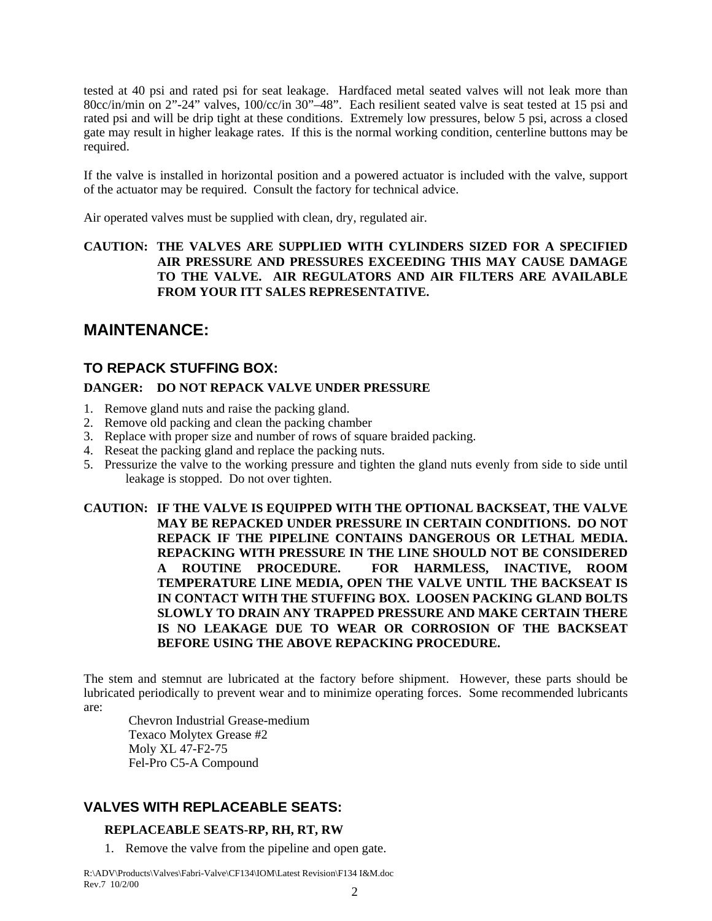tested at 40 psi and rated psi for seat leakage. Hardfaced metal seated valves will not leak more than 80cc/in/min on 2”-24” valves, 100/cc/in 30”–48”. Each resilient seated valve is seat tested at 15 psi and rated psi and will be drip tight at these conditions. Extremely low pressures, below 5 psi, across a closed gate may result in higher leakage rates. If this is the normal working condition, centerline buttons may be required.

If the valve is installed in horizontal position and a powered actuator is included with the valve, support of the actuator may be required. Consult the factory for technical advice.

Air operated valves must be supplied with clean, dry, regulated air.

**CAUTION: THE VALVES ARE SUPPLIED WITH CYLINDERS SIZED FOR A SPECIFIED AIR PRESSURE AND PRESSURES EXCEEDING THIS MAY CAUSE DAMAGE TO THE VALVE. AIR REGULATORS AND AIR FILTERS ARE AVAILABLE FROM YOUR ITT SALES REPRESENTATIVE.**

## MAINTENANCE:

### TO REPACK STUFFING BOX:

**DANGER: DO NOT REPACK VALVE UNDER PRESSURE**

1. Remove gland nuts and raise the packing gland.
2. Remove old packing and clean the packing chamber
3. Replace with proper size and number of rows of square braided packing.
4. Reseat the packing gland and replace the packing nuts.
5. Pressurize the valve to the working pressure and tighten the gland nuts evenly from side to side until leakage is stopped. Do not over tighten.

**CAUTION: IF THE VALVE IS EQUIPPED WITH THE OPTIONAL BACKSEAT, THE VALVE MAY BE REPACKED UNDER PRESSURE IN CERTAIN CONDITIONS. DO NOT REPACK IF THE PIPELINE CONTAINS DANGEROUS OR LETHAL MEDIA. REPACKING WITH PRESSURE IN THE LINE SHOULD NOT BE CONSIDERED A ROUTINE PROCEDURE. FOR HARMLESS, INACTIVE, ROOM TEMPERATURE LINE MEDIA, OPEN THE VALVE UNTIL THE BACKSEAT IS IN CONTACT WITH THE STUFFING BOX. LOOSEN PACKING GLAND BOLTS SLOWLY TO DRAIN ANY TRAPPED PRESSURE AND MAKE CERTAIN THERE IS NO LEAKAGE DUE TO WEAR OR CORROSION OF THE BACKSEAT BEFORE USING THE ABOVE REPACKING PROCEDURE.**

The stem and stemnut are lubricated at the factory before shipment. However, these parts should be lubricated periodically to prevent wear and to minimize operating forces. Some recommended lubricants are:

Chevron Industrial Grease-medium
Texaco Molytex Grease #2
Moly XL 47-F2-75
Fel-Pro C5-A Compound

### VALVES WITH REPLACEABLE SEATS:

**REPLACEABLE SEATS-RP, RH, RT, RW**

1. Remove the valve from the pipeline and open gate.

R:\ADV\Products\Valves\Fabri-Valve\CF134\IOM\Latest Revision\F134 I&M.doc
Rev.7 10/2/00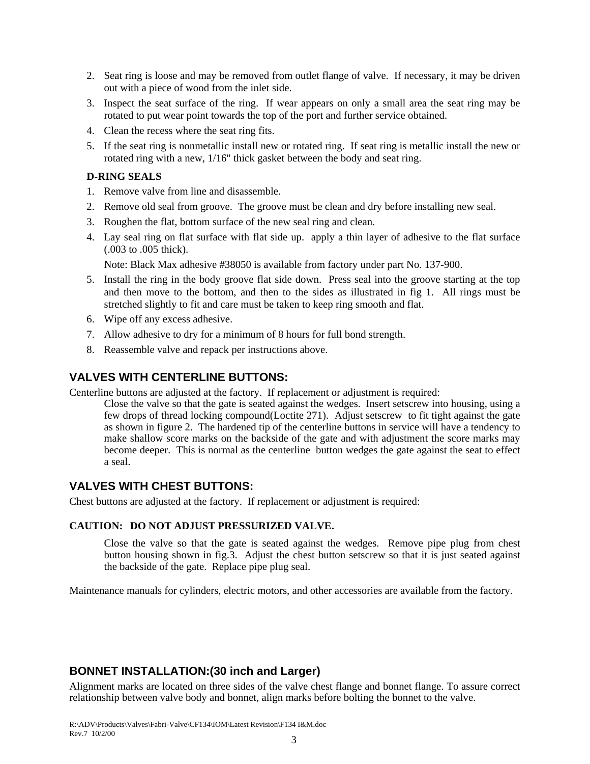2. Seat ring is loose and may be removed from outlet flange of valve. If necessary, it may be driven out with a piece of wood from the inlet side.
3. Inspect the seat surface of the ring. If wear appears on only a small area the seat ring may be rotated to put wear point towards the top of the port and further service obtained.
4. Clean the recess where the seat ring fits.
5. If the seat ring is nonmetallic install new or rotated ring. If seat ring is metallic install the new or rotated ring with a new, 1/16" thick gasket between the body and seat ring.

**D-RING SEALS**

1. Remove valve from line and disassemble.
2. Remove old seal from groove. The groove must be clean and dry before installing new seal.
3. Roughen the flat, bottom surface of the new seal ring and clean.
4. Lay seal ring on flat surface with flat side up. apply a thin layer of adhesive to the flat surface (.003 to .005 thick).

   Note: Black Max adhesive #38050 is available from factory under part No. 137-900.
5. Install the ring in the body groove flat side down. Press seal into the groove starting at the top and then move to the bottom, and then to the sides as illustrated in fig 1. All rings must be stretched slightly to fit and care must be taken to keep ring smooth and flat.
6. Wipe off any excess adhesive.
7. Allow adhesive to dry for a minimum of 8 hours for full bond strength.
8. Reassemble valve and repack per instructions above.

## VALVES WITH CENTERLINE BUTTONS:

Centerline buttons are adjusted at the factory. If replacement or adjustment is required:

Close the valve so that the gate is seated against the wedges. Insert setscrew into housing, using a few drops of thread locking compound(Loctite 271). Adjust setscrew to fit tight against the gate as shown in figure 2. The hardened tip of the centerline buttons in service will have a tendency to make shallow score marks on the backside of the gate and with adjustment the score marks may become deeper. This is normal as the centerline button wedges the gate against the seat to effect a seal.

## VALVES WITH CHEST BUTTONS:

Chest buttons are adjusted at the factory. If replacement or adjustment is required:

**CAUTION: DO NOT ADJUST PRESSURIZED VALVE.**

Close the valve so that the gate is seated against the wedges. Remove pipe plug from chest button housing shown in fig.3. Adjust the chest button setscrew so that it is just seated against the backside of the gate. Replace pipe plug seal.

Maintenance manuals for cylinders, electric motors, and other accessories are available from the factory.

## BONNET INSTALLATION:(30 inch and Larger)

Alignment marks are located on three sides of the valve chest flange and bonnet flange. To assure correct relationship between valve body and bonnet, align marks before bolting the bonnet to the valve.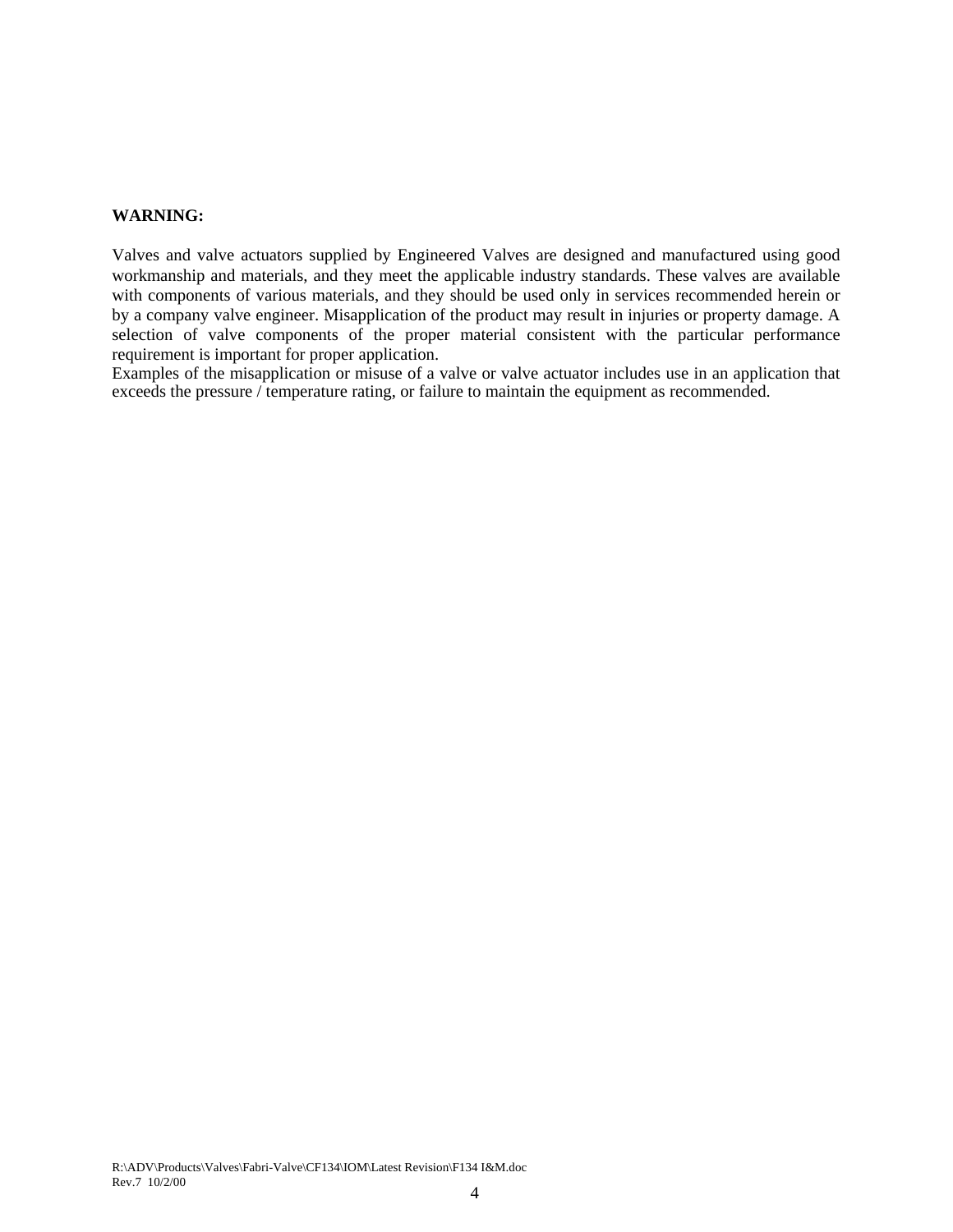**WARNING:**

Valves and valve actuators supplied by Engineered Valves are designed and manufactured using good workmanship and materials, and they meet the applicable industry standards. These valves are available with components of various materials, and they should be used only in services recommended herein or by a company valve engineer. Misapplication of the product may result in injuries or property damage. A selection of valve components of the proper material consistent with the particular performance requirement is important for proper application.
Examples of the misapplication or misuse of a valve or valve actuator includes use in an application that exceeds the pressure / temperature rating, or failure to maintain the equipment as recommended.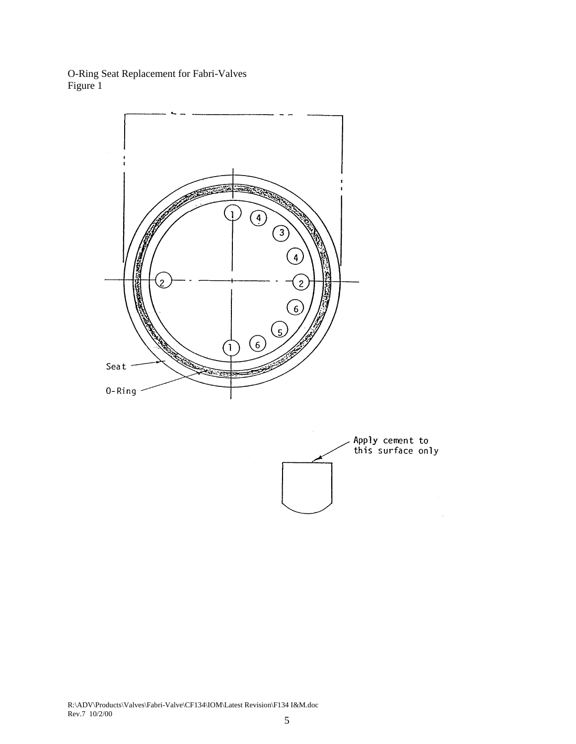O-Ring Seat Replacement for Fabri-Valves
Figure 1

Seat

O-Ring

Apply cement to this surface only

R:\ADV\Products\Valves\Fabri-Valve\CF134\IOM\Latest Revision\F134 I&M.doc
Rev.7 10/2/00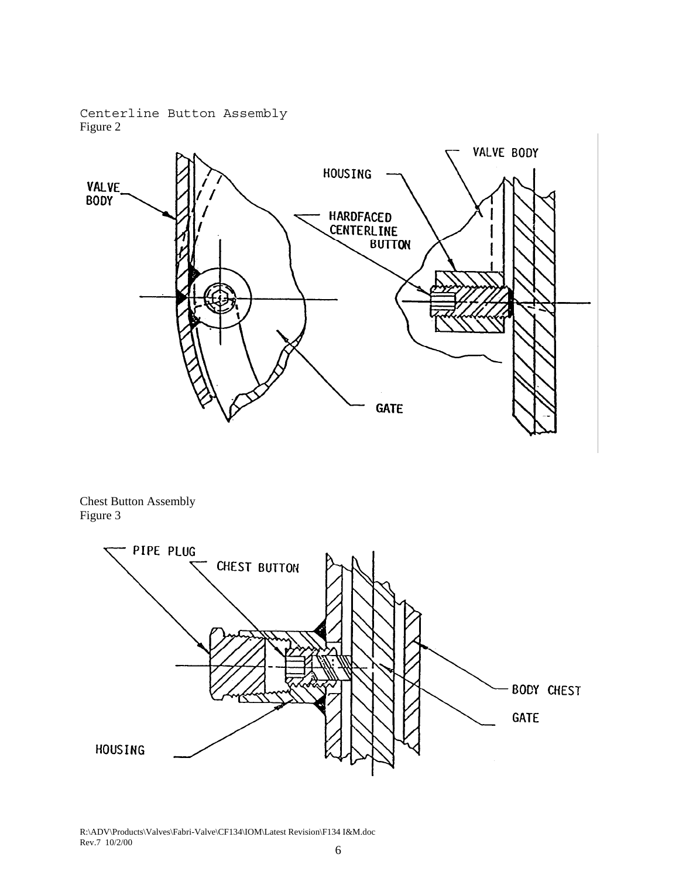Centerline Button Assembly
Figure 2

VALVE BODY

HOUSING

HARDFACED CENTERLINE BUTTON

VALVE BODY

GATE

Chest Button Assembly
Figure 3

PIPE PLUG

CHEST BUTTON

BODY CHEST

GATE

HOUSING

R:\ADV\Products\Valves\Fabri-Valve\CF134\IOM\Latest Revision\F134 I&M.doc
Rev.7 10/2/00